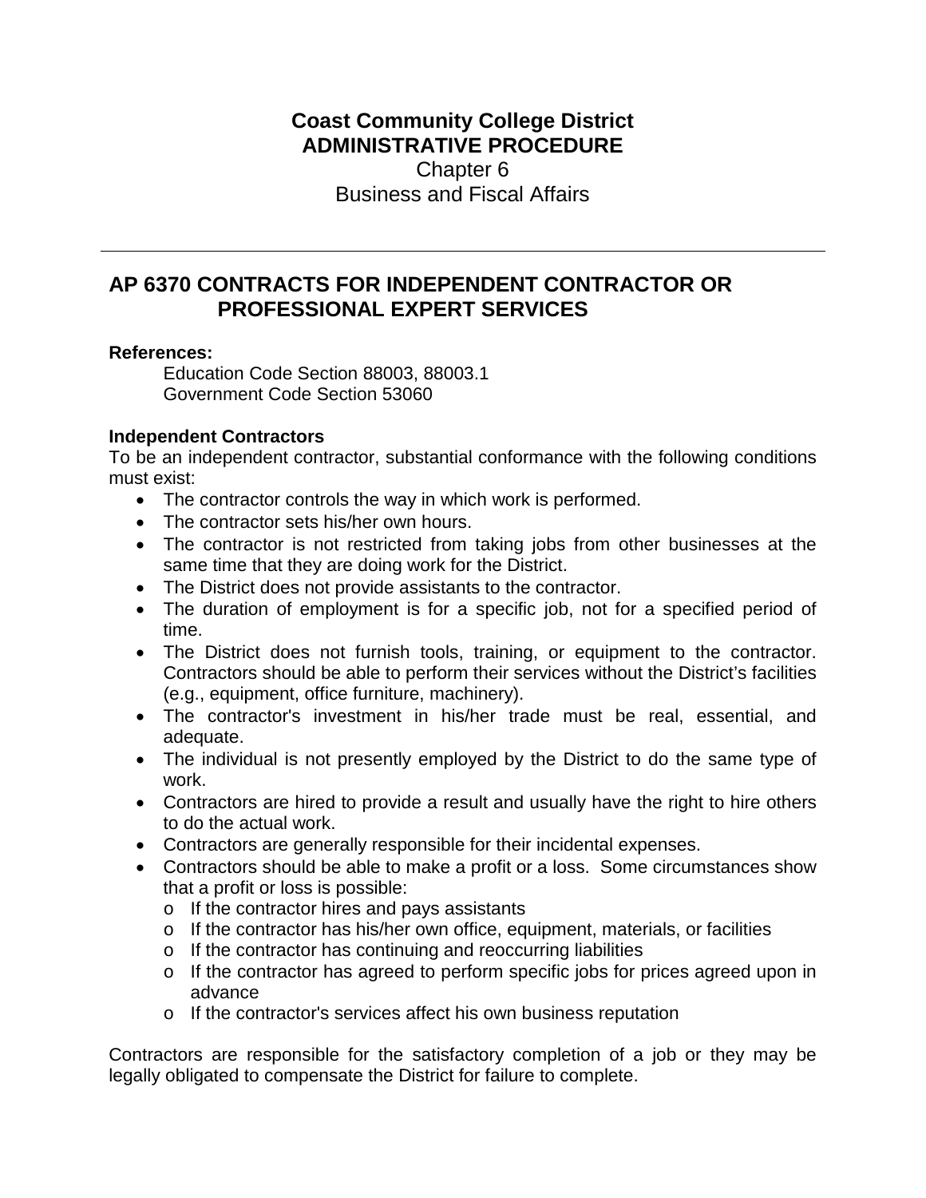# Coast Community College District
## ADMINISTRATIVE PROCEDURE
Chapter 6
Business and Fiscal Affairs

---

## AP 6370 CONTRACTS FOR INDEPENDENT CONTRACTOR OR PROFESSIONAL EXPERT SERVICES

**References:**

Education Code Section 88003, 88003.1
Government Code Section 53060

**Independent Contractors**

To be an independent contractor, substantial conformance with the following conditions must exist:

- The contractor controls the way in which work is performed.
- The contractor sets his/her own hours.
- The contractor is not restricted from taking jobs from other businesses at the same time that they are doing work for the District.
- The District does not provide assistants to the contractor.
- The duration of employment is for a specific job, not for a specified period of time.
- The District does not furnish tools, training, or equipment to the contractor. Contractors should be able to perform their services without the District's facilities (e.g., equipment, office furniture, machinery).
- The contractor's investment in his/her trade must be real, essential, and adequate.
- The individual is not presently employed by the District to do the same type of work.
- Contractors are hired to provide a result and usually have the right to hire others to do the actual work.
- Contractors are generally responsible for their incidental expenses.
- Contractors should be able to make a profit or a loss. Some circumstances show that a profit or loss is possible:
  - If the contractor hires and pays assistants
  - If the contractor has his/her own office, equipment, materials, or facilities
  - If the contractor has continuing and reoccurring liabilities
  - If the contractor has agreed to perform specific jobs for prices agreed upon in advance
  - If the contractor's services affect his own business reputation

Contractors are responsible for the satisfactory completion of a job or they may be legally obligated to compensate the District for failure to complete.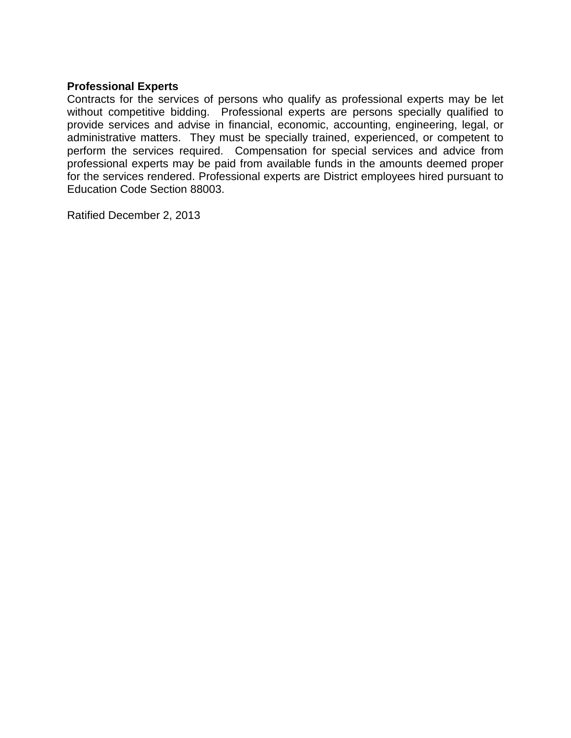**Professional Experts**

Contracts for the services of persons who qualify as professional experts may be let without competitive bidding. Professional experts are persons specially qualified to provide services and advise in financial, economic, accounting, engineering, legal, or administrative matters. They must be specially trained, experienced, or competent to perform the services required. Compensation for special services and advice from professional experts may be paid from available funds in the amounts deemed proper for the services rendered. Professional experts are District employees hired pursuant to Education Code Section 88003.

Ratified December 2, 2013